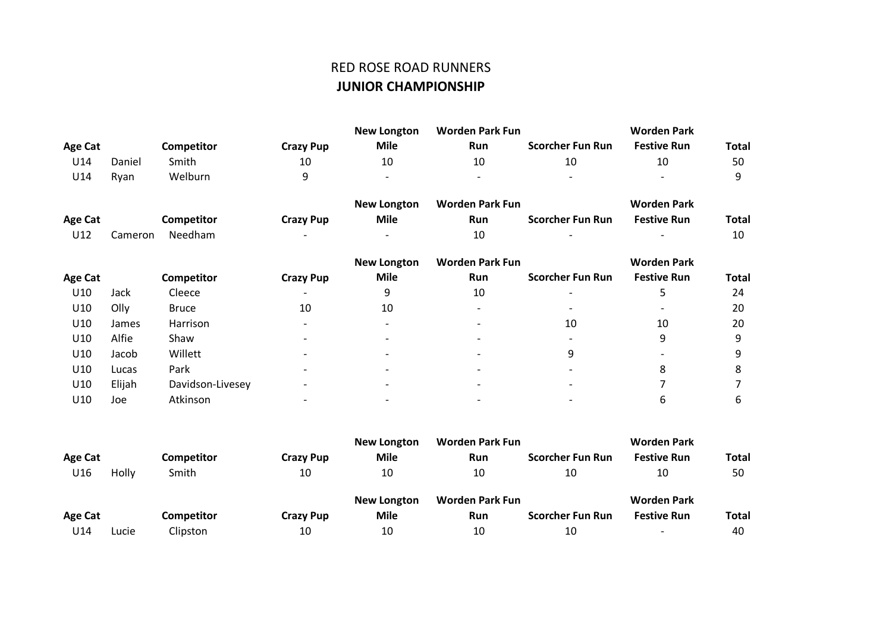# RED ROSE ROAD RUNNERS

## JUNIOR CHAMPIONSHIP

| Age Cat | | Competitor | Crazy Pup | New Longton Mile | Worden Park Fun Run | Scorcher Fun Run | Worden Park Festive Run | Total |
|---|---|---|---|---|---|---|---|---|
| U14 | Daniel | Smith | 10 | 10 | 10 | 10 | 10 | 50 |
| U14 | Ryan | Welburn | 9 | - | - | - | - | 9 |

| Age Cat | | Competitor | Crazy Pup | New Longton Mile | Worden Park Fun Run | Scorcher Fun Run | Worden Park Festive Run | Total |
|---|---|---|---|---|---|---|---|---|
| U12 | Cameron | Needham | - | - | 10 | - | - | 10 |

| Age Cat | | Competitor | Crazy Pup | New Longton Mile | Worden Park Fun Run | Scorcher Fun Run | Worden Park Festive Run | Total |
|---|---|---|---|---|---|---|---|---|
| U10 | Jack | Cleece | - | 9 | 10 | - | 5 | 24 |
| U10 | Olly | Bruce | 10 | 10 | - | - | - | 20 |
| U10 | James | Harrison | - | - | - | 10 | 10 | 20 |
| U10 | Alfie | Shaw | - | - | - | - | 9 | 9 |
| U10 | Jacob | Willett | - | - | - | 9 | - | 9 |
| U10 | Lucas | Park | - | - | - | - | 8 | 8 |
| U10 | Elijah | Davidson-Livesey | - | - | - | - | 7 | 7 |
| U10 | Joe | Atkinson | - | - | - | - | 6 | 6 |

| Age Cat | | Competitor | Crazy Pup | New Longton Mile | Worden Park Fun Run | Scorcher Fun Run | Worden Park Festive Run | Total |
|---|---|---|---|---|---|---|---|---|
| U16 | Holly | Smith | 10 | 10 | 10 | 10 | 10 | 50 |

| Age Cat | | Competitor | Crazy Pup | New Longton Mile | Worden Park Fun Run | Scorcher Fun Run | Worden Park Festive Run | Total |
|---|---|---|---|---|---|---|---|---|
| U14 | Lucie | Clipston | 10 | 10 | 10 | 10 | - | 40 |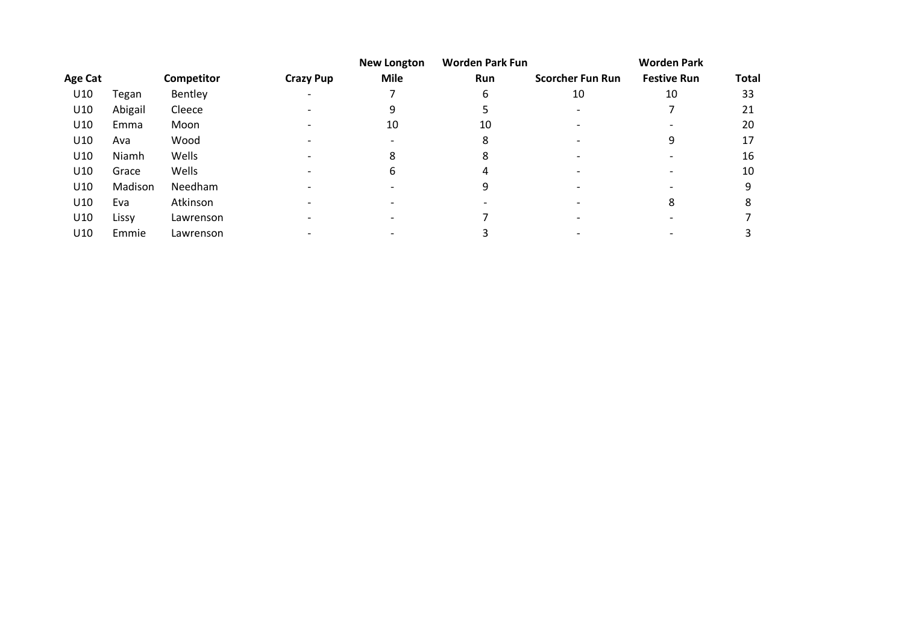| Age Cat | | Competitor | Crazy Pup | New Longton Mile | Worden Park Fun Run | Scorcher Fun Run | Worden Park Festive Run | Total |
|---|---|---|---|---|---|---|---|---|
| U10 | Tegan | Bentley | - | 7 | 6 | 10 | 10 | 33 |
| U10 | Abigail | Cleece | - | 9 | 5 | - | 7 | 21 |
| U10 | Emma | Moon | - | 10 | 10 | - | - | 20 |
| U10 | Ava | Wood | - | - | 8 | - | 9 | 17 |
| U10 | Niamh | Wells | - | 8 | 8 | - | - | 16 |
| U10 | Grace | Wells | - | 6 | 4 | - | - | 10 |
| U10 | Madison | Needham | - | - | 9 | - | - | 9 |
| U10 | Eva | Atkinson | - | - | - | - | 8 | 8 |
| U10 | Lissy | Lawrenson | - | - | 7 | - | - | 7 |
| U10 | Emmie | Lawrenson | - | - | 3 | - | - | 3 |